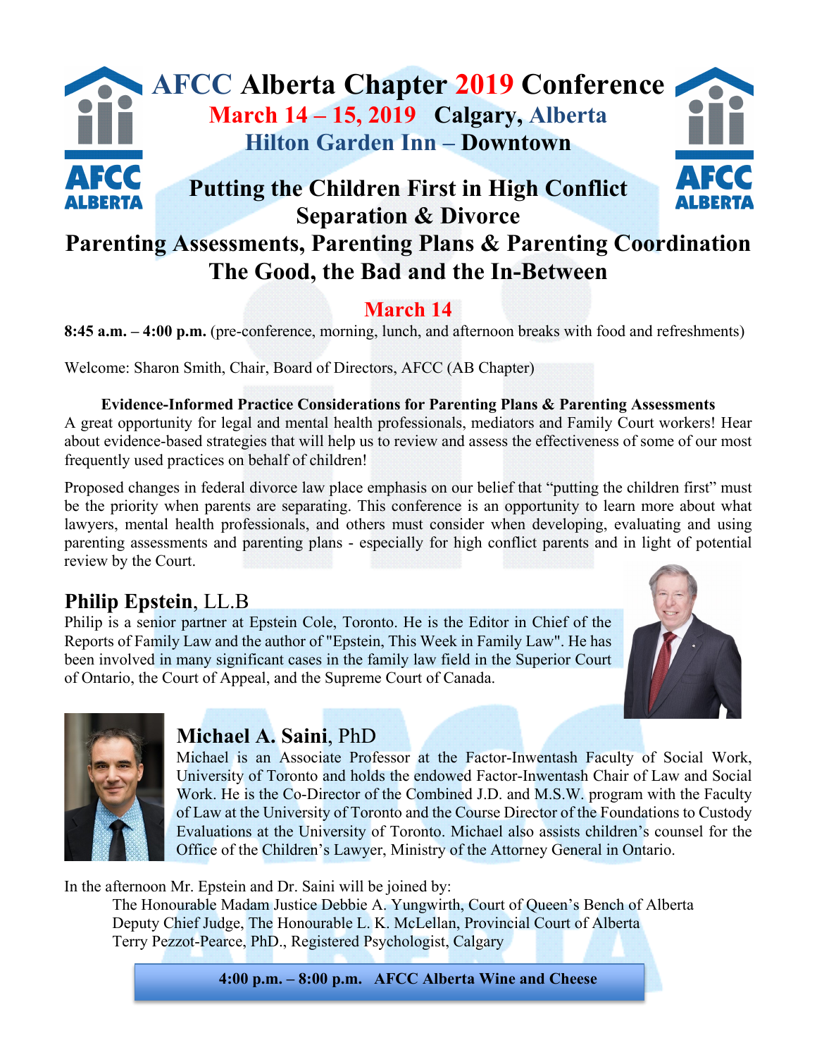# AFCC Alberta Chapter 2019 Conference

## March 14 – 15, 2019 Calgary, Alberta

## Hilton Garden Inn – Downtown

# Putting the Children First in High Conflict Separation & Divorce

# Parenting Assessments, Parenting Plans & Parenting Coordination

# The Good, the Bad and the In-Between

## March 14

**8:45 a.m. – 4:00 p.m.** (pre-conference, morning, lunch, and afternoon breaks with food and refreshments)

Welcome: Sharon Smith, Chair, Board of Directors, AFCC (AB Chapter)

**Evidence-Informed Practice Considerations for Parenting Plans & Parenting Assessments**

A great opportunity for legal and mental health professionals, mediators and Family Court workers! Hear about evidence-based strategies that will help us to review and assess the effectiveness of some of our most frequently used practices on behalf of children!

Proposed changes in federal divorce law place emphasis on our belief that "putting the children first" must be the priority when parents are separating. This conference is an opportunity to learn more about what lawyers, mental health professionals, and others must consider when developing, evaluating and using parenting assessments and parenting plans - especially for high conflict parents and in light of potential review by the Court.

### **Philip Epstein**, LL.B

Philip is a senior partner at Epstein Cole, Toronto. He is the Editor in Chief of the Reports of Family Law and the author of "Epstein, This Week in Family Law". He has been involved in many significant cases in the family law field in the Superior Court of Ontario, the Court of Appeal, and the Supreme Court of Canada.

### **Michael A. Saini**, PhD

Michael is an Associate Professor at the Factor-Inwentash Faculty of Social Work, University of Toronto and holds the endowed Factor-Inwentash Chair of Law and Social Work. He is the Co-Director of the Combined J.D. and M.S.W. program with the Faculty of Law at the University of Toronto and the Course Director of the Foundations to Custody Evaluations at the University of Toronto. Michael also assists children's counsel for the Office of the Children's Lawyer, Ministry of the Attorney General in Ontario.

In the afternoon Mr. Epstein and Dr. Saini will be joined by:

- The Honourable Madam Justice Debbie A. Yungwirth, Court of Queen's Bench of Alberta
- Deputy Chief Judge, The Honourable L. K. McLellan, Provincial Court of Alberta
- Terry Pezzot-Pearce, PhD., Registered Psychologist, Calgary

**4:00 p.m. – 8:00 p.m. AFCC Alberta Wine and Cheese**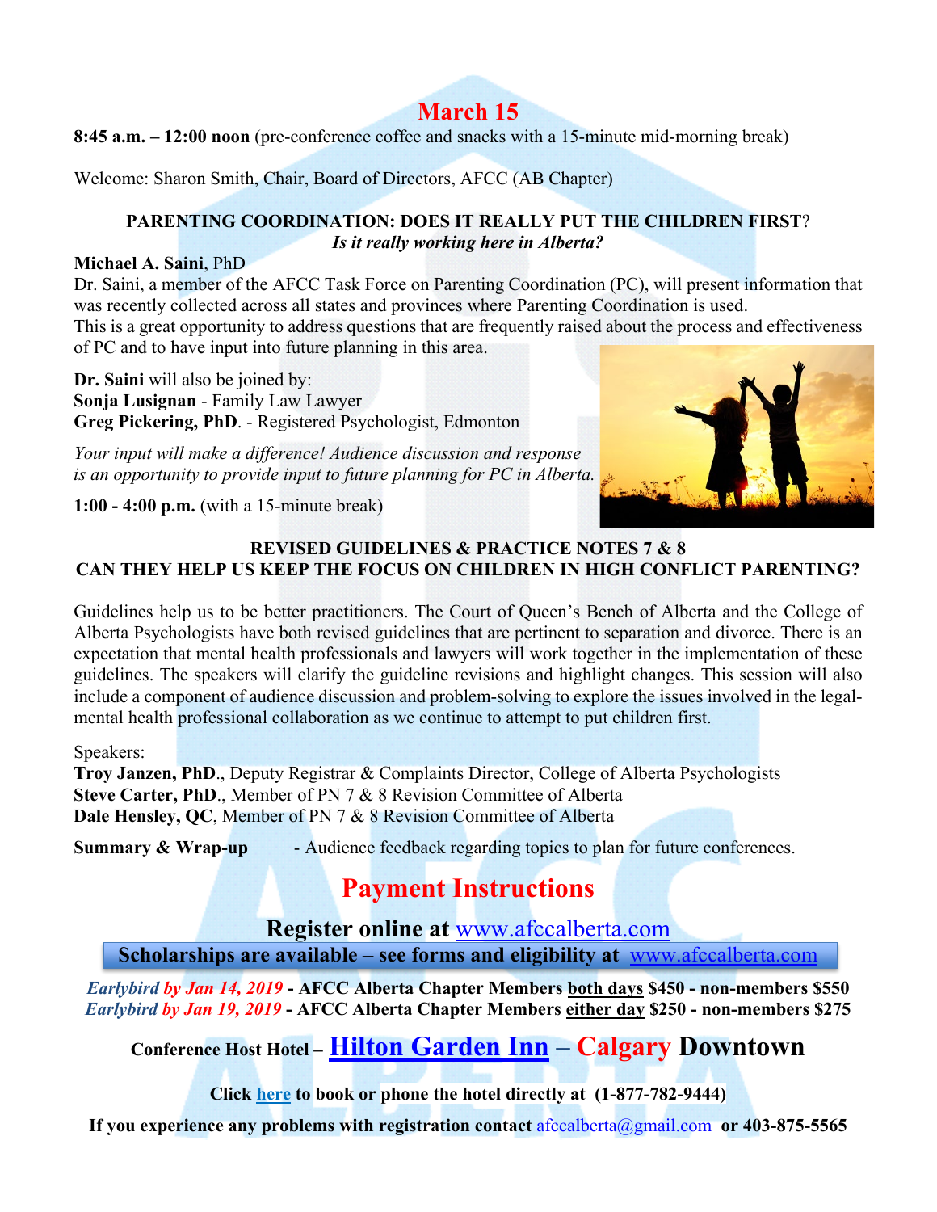# March 15

**8:45 a.m. – 12:00 noon** (pre-conference coffee and snacks with a 15-minute mid-morning break)

Welcome: Sharon Smith, Chair, Board of Directors, AFCC (AB Chapter)

### PARENTING COORDINATION: DOES IT REALLY PUT THE CHILDREN FIRST?
***Is it really working here in Alberta?***

**Michael A. Saini**, PhD
Dr. Saini, a member of the AFCC Task Force on Parenting Coordination (PC), will present information that was recently collected across all states and provinces where Parenting Coordination is used.
This is a great opportunity to address questions that are frequently raised about the process and effectiveness of PC and to have input into future planning in this area.

**Dr. Saini** will also be joined by:
**Sonja Lusignan** - Family Law Lawyer
**Greg Pickering, PhD**. - Registered Psychologist, Edmonton

*Your input will make a difference! Audience discussion and response is an opportunity to provide input to future planning for PC in Alberta.*

**1:00 - 4:00 p.m.** (with a 15-minute break)

### REVISED GUIDELINES & PRACTICE NOTES 7 & 8
### CAN THEY HELP US KEEP THE FOCUS ON CHILDREN IN HIGH CONFLICT PARENTING?

Guidelines help us to be better practitioners. The Court of Queen's Bench of Alberta and the College of Alberta Psychologists have both revised guidelines that are pertinent to separation and divorce. There is an expectation that mental health professionals and lawyers will work together in the implementation of these guidelines. The speakers will clarify the guideline revisions and highlight changes. This session will also include a component of audience discussion and problem-solving to explore the issues involved in the legal-mental health professional collaboration as we continue to attempt to put children first.

Speakers:
**Troy Janzen, PhD**., Deputy Registrar & Complaints Director, College of Alberta Psychologists
**Steve Carter, PhD**., Member of PN 7 & 8 Revision Committee of Alberta
**Dale Hensley, QC**, Member of PN 7 & 8 Revision Committee of Alberta

**Summary & Wrap-up** - Audience feedback regarding topics to plan for future conferences.

## Payment Instructions

**Register online at www.afccalberta.com**

**Scholarships are available – see forms and eligibility at www.afccalberta.com**

***Earlybird by Jan 14, 2019*** **- AFCC Alberta Chapter Members both days $450 - non-members $550**
***Earlybird by Jan 19, 2019*** **- AFCC Alberta Chapter Members either day $250 - non-members $275**

**Conference Host Hotel – Hilton Garden Inn – Calgary Downtown**

**Click here to book or phone the hotel directly at (1-877-782-9444)**

**If you experience any problems with registration contact afccalberta@gmail.com or 403-875-5565**